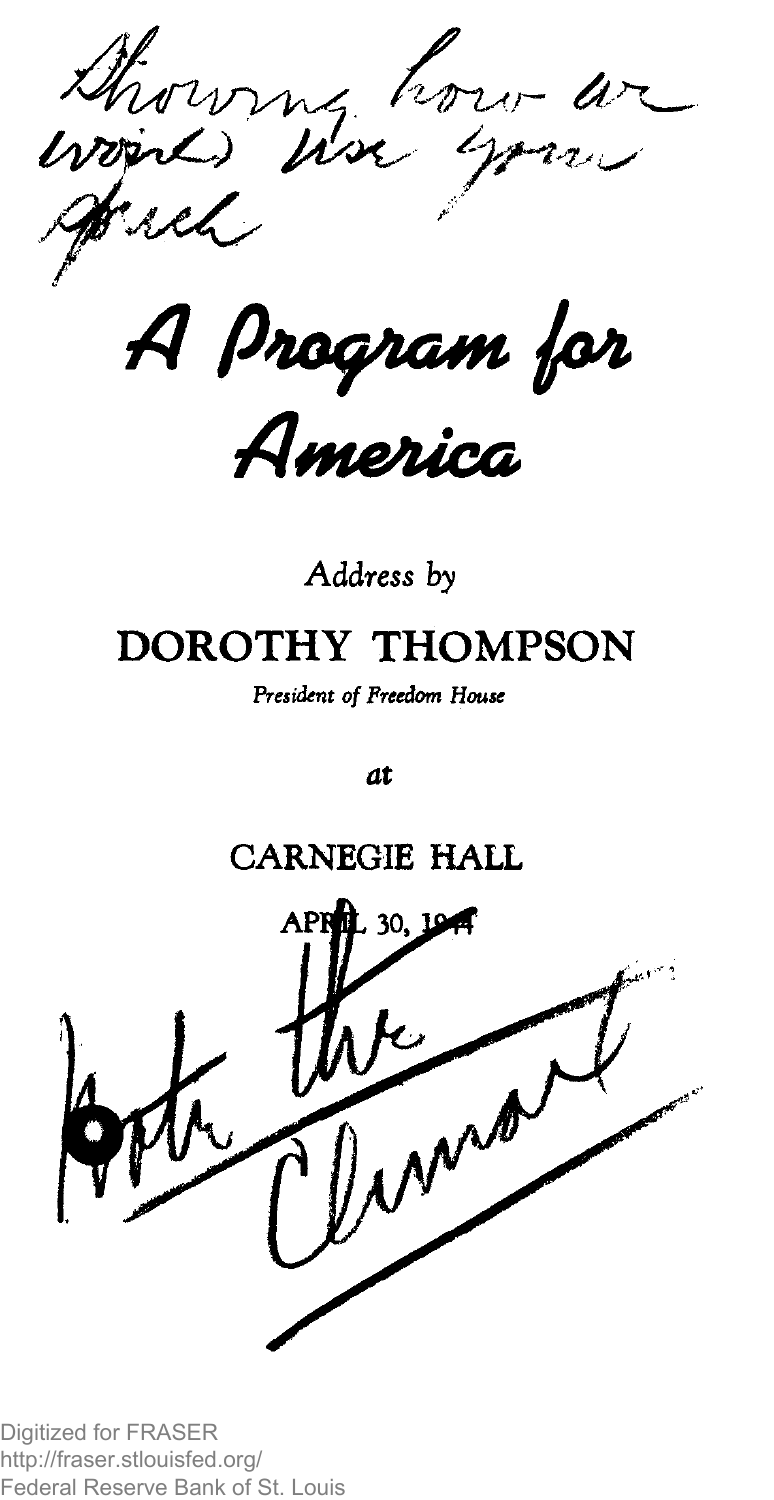Showing how we would use your speech

# A Program for America

*Address by*

## DOROTHY THOMPSON

*President of Freedom House*

*at*

## CARNEGIE HALL

APRIL 30, 1944

Both the climax

Digitized for FRASER
http://fraser.stlouisfed.org/
Federal Reserve Bank of St. Louis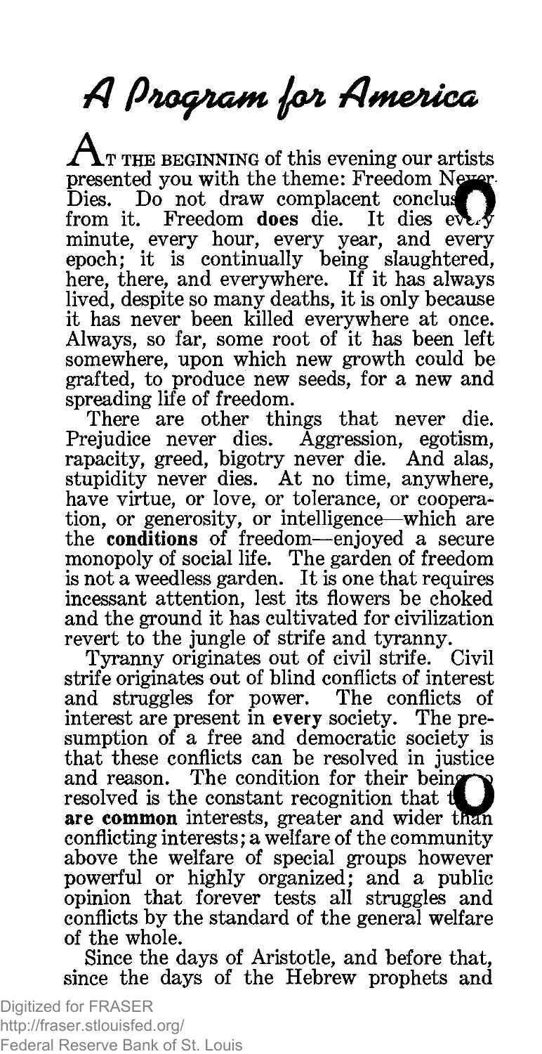# A Program for America

AT THE BEGINNING of this evening our artists presented you with the theme: Freedom Never Dies. Do not draw complacent conclusions from it. Freedom **does** die. It dies every minute, every hour, every year, and every epoch; it is continually being slaughtered, here, there, and everywhere. If it has always lived, despite so many deaths, it is only because it has never been killed everywhere at once. Always, so far, some root of it has been left somewhere, upon which new growth could be grafted, to produce new seeds, for a new and spreading life of freedom.

There are other things that never die. Prejudice never dies. Aggression, egotism, rapacity, greed, bigotry never die. And alas, stupidity never dies. At no time, anywhere, have virtue, or love, or tolerance, or cooperation, or generosity, or intelligence—which are the **conditions** of freedom—enjoyed a secure monopoly of social life. The garden of freedom is not a weedless garden. It is one that requires incessant attention, lest its flowers be choked and the ground it has cultivated for civilization revert to the jungle of strife and tyranny.

Tyranny originates out of civil strife. Civil strife originates out of blind conflicts of interest and struggles for power. The conflicts of interest are present in **every** society. The presumption of a free and democratic society is that these conflicts can be resolved in justice and reason. The condition for their being so resolved is the constant recognition that there **are common** interests, greater and wider than conflicting interests; a welfare of the community above the welfare of special groups however powerful or highly organized; and a public opinion that forever tests all struggles and conflicts by the standard of the general welfare of the whole.

Since the days of Aristotle, and before that, since the days of the Hebrew prophets and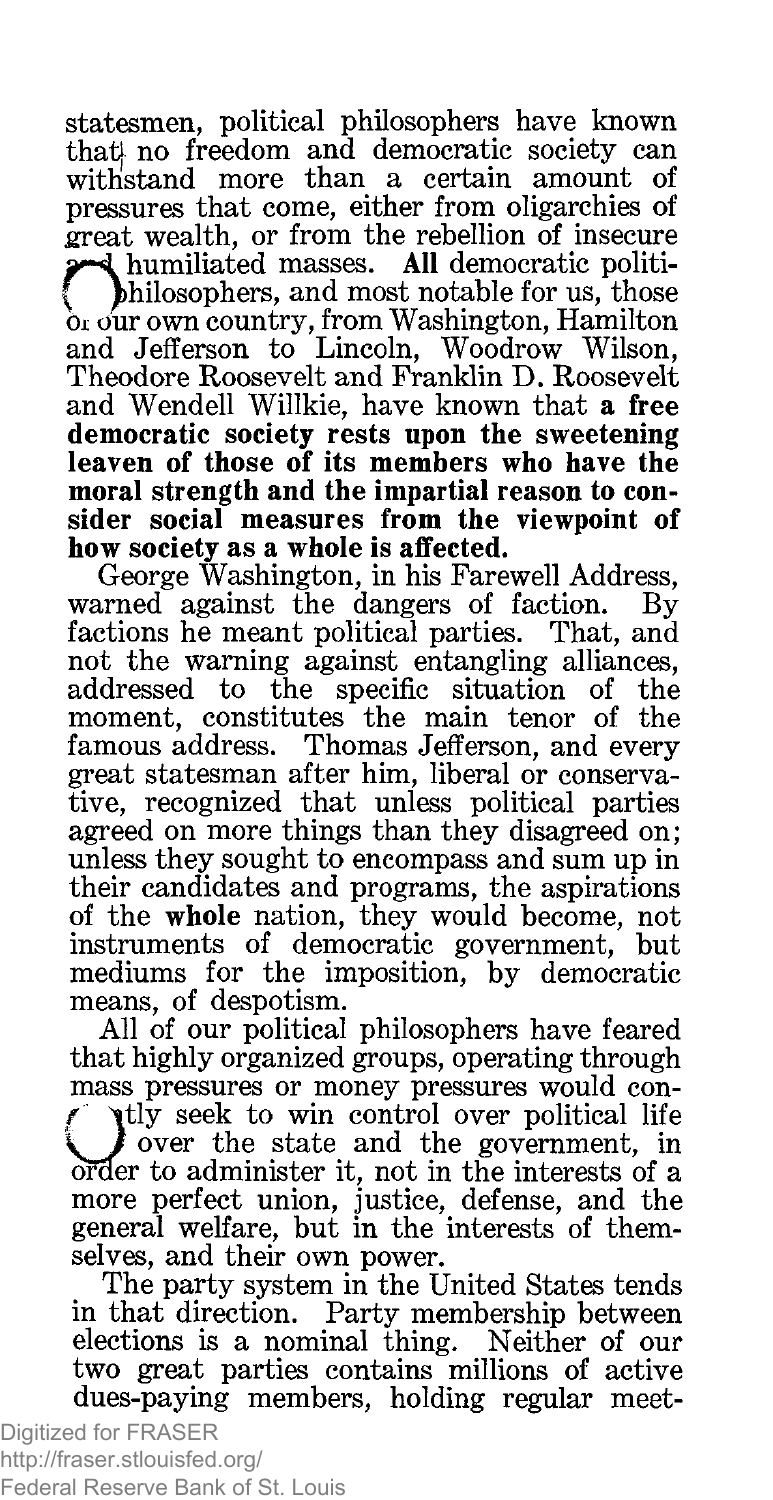statesmen, political philosophers have known that no freedom and democratic society can withstand more than a certain amount of pressures that come, either from oligarchies of great wealth, or from the rebellion of insecure and humiliated masses. **All** democratic political philosophers, and most notable for us, those of our own country, from Washington, Hamilton and Jefferson to Lincoln, Woodrow Wilson, Theodore Roosevelt and Franklin D. Roosevelt and Wendell Willkie, have known that **a free democratic society rests upon the sweetening leaven of those of its members who have the moral strength and the impartial reason to consider social measures from the viewpoint of how society as a whole is affected.**

George Washington, in his Farewell Address, warned against the dangers of faction. By factions he meant political parties. That, and not the warning against entangling alliances, addressed to the specific situation of the moment, constitutes the main tenor of the famous address. Thomas Jefferson, and every great statesman after him, liberal or conservative, recognized that unless political parties agreed on more things than they disagreed on; unless they sought to encompass and sum up in their candidates and programs, the aspirations of the **whole** nation, they would become, not instruments of democratic government, but mediums for the imposition, by democratic means, of despotism.

All of our political philosophers have feared that highly organized groups, operating through mass pressures or money pressures would constantly seek to win control over political life and over the state and the government, in order to administer it, not in the interests of a more perfect union, justice, defense, and the general welfare, but in the interests of themselves, and their own power.

The party system in the United States tends in that direction. Party membership between elections is a nominal thing. Neither of our two great parties contains millions of active dues-paying members, holding regular meet-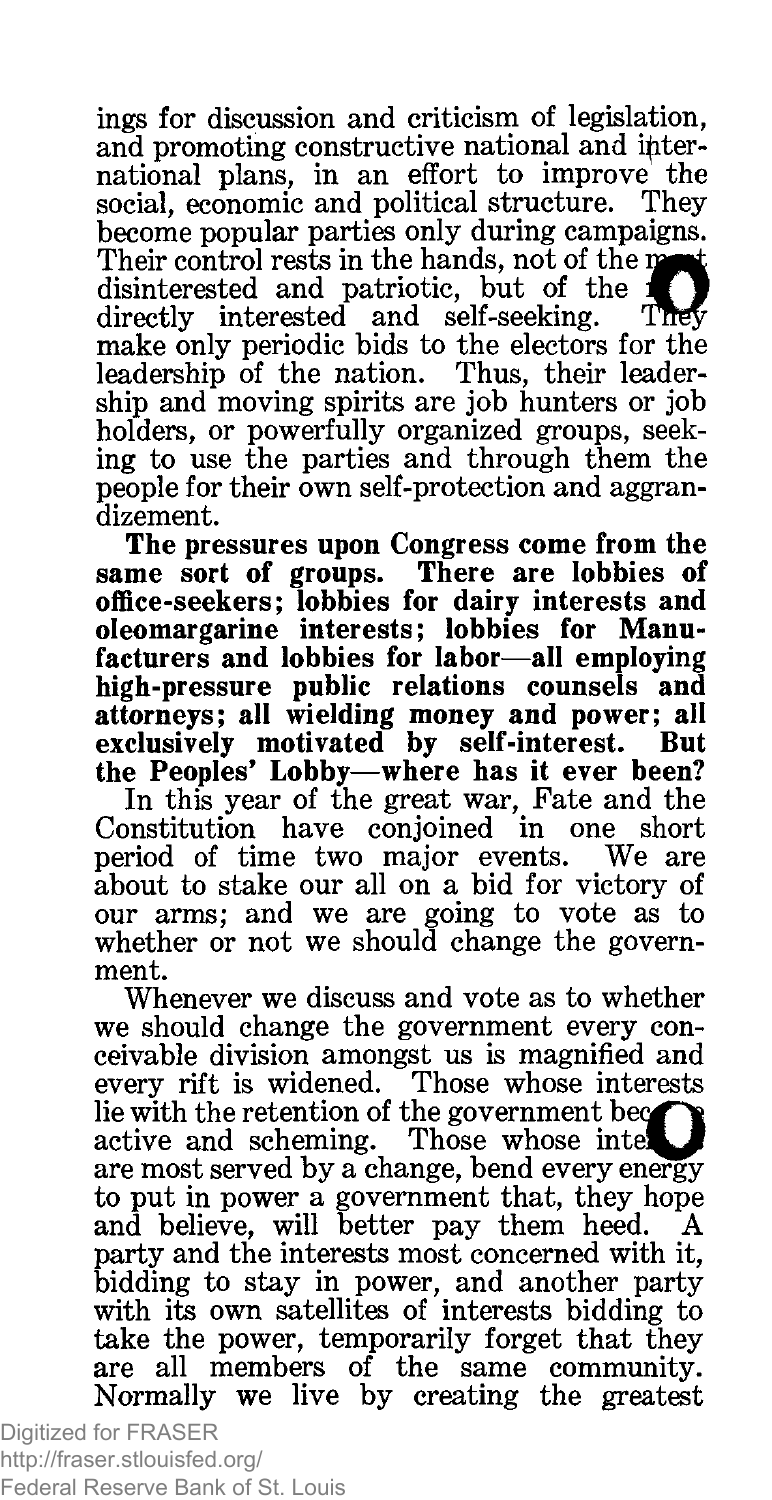ings for discussion and criticism of legislation, and promoting constructive national and international plans, in an effort to improve the social, economic and political structure. They become popular parties only during campaigns. Their control rests in the hands, not of the most disinterested and patriotic, but of the most directly interested and self-seeking. They make only periodic bids to the electors for the leadership of the nation. Thus, their leadership and moving spirits are job hunters or job holders, or powerfully organized groups, seeking to use the parties and through them the people for their own self-protection and aggrandizement.

**The pressures upon Congress come from the same sort of groups. There are lobbies of office-seekers; lobbies for dairy interests and oleomargarine interests; lobbies for Manufacturers and lobbies for labor—all employing high-pressure public relations counsels and attorneys; all wielding money and power; all exclusively motivated by self-interest. But the Peoples' Lobby—where has it ever been?**

In this year of the great war, Fate and the Constitution have conjoined in one short period of time two major events. We are about to stake our all on a bid for victory of our arms; and we are going to vote as to whether or not we should change the government.

Whenever we discuss and vote as to whether we should change the government every conceivable division amongst us is magnified and every rift is widened. Those whose interests lie with the retention of the government become active and scheming. Those whose interests are most served by a change, bend every energy to put in power a government that, they hope and believe, will better pay them heed. A party and the interests most concerned with it, bidding to stay in power, and another party with its own satellites of interests bidding to take the power, temporarily forget that they are all members of the same community. Normally we live by creating the greatest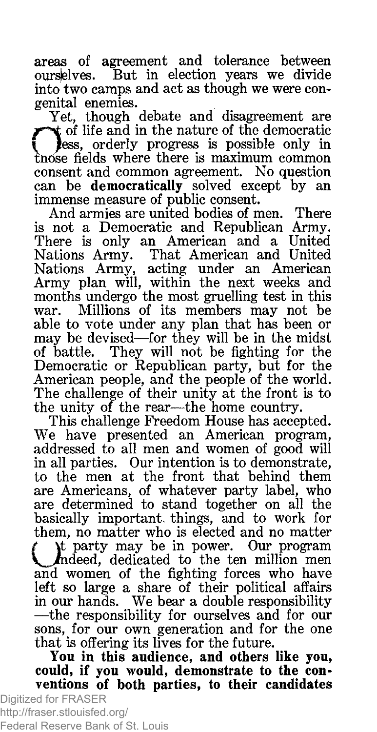areas of agreement and tolerance between ourselves. But in election years we divide into two camps and act as though we were congenital enemies.

Yet, though debate and disagreement are part of life and in the nature of the democratic process, orderly progress is possible only in those fields where there is maximum common consent and common agreement. No question can be **democratically** solved except by an immense measure of public consent.

And armies are united bodies of men. There is not a Democratic and Republican Army. There is only an American and a United Nations Army. That American and United Nations Army, acting under an American Army plan will, within the next weeks and months undergo the most gruelling test in this war. Millions of its members may not be able to vote under any plan that has been or may be devised—for they will be in the midst of battle. They will not be fighting for the Democratic or Republican party, but for the American people, and the people of the world. The challenge of their unity at the front is to the unity of the rear—the home country.

This challenge Freedom House has accepted. We have presented an American program, addressed to all men and women of good will in all parties. Our intention is to demonstrate, to the men at the front that behind them are Americans, of whatever party label, who are determined to stand together on all the basically important things, and to work for them, no matter who is elected and no matter what party may be in power. Our program is, indeed, dedicated to the ten million men and women of the fighting forces who have left so large a share of their political affairs in our hands. We bear a double responsibility —the responsibility for ourselves and for our sons, for our own generation and for the one that is offering its lives for the future.

**You in this audience, and others like you, could, if you would, demonstrate to the conventions of both parties, to their candidates**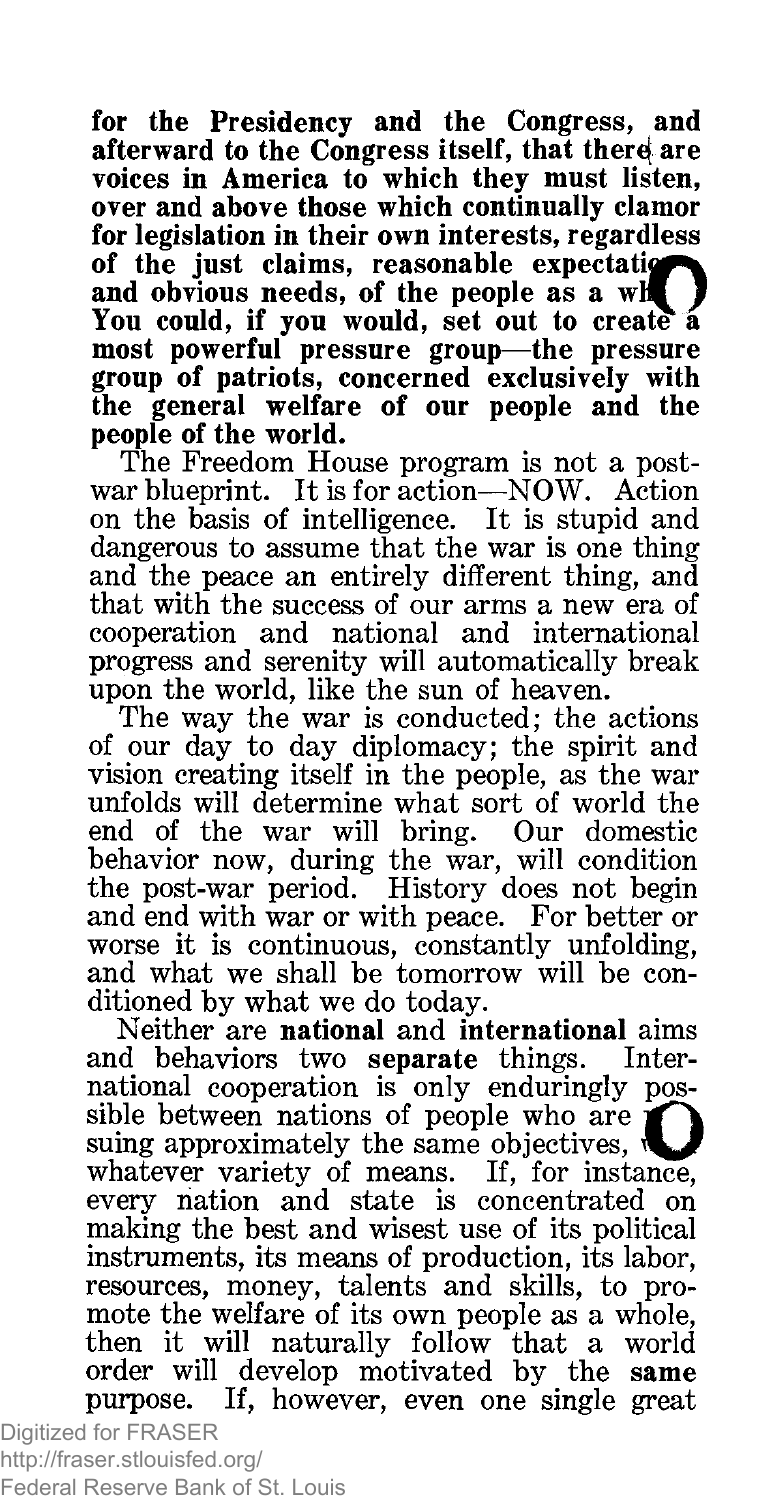**for the Presidency and the Congress, and afterward to the Congress itself, that there are voices in America to which they must listen, over and above those which continually clamor for legislation in their own interests, regardless of the just claims, reasonable expectations and obvious needs, of the people as a whole. You could, if you would, set out to create a most powerful pressure group—the pressure group of patriots, concerned exclusively with the general welfare of our people and the people of the world.**

The Freedom House program is not a post-war blueprint. It is for action—NOW. Action on the basis of intelligence. It is stupid and dangerous to assume that the war is one thing and the peace an entirely different thing, and that with the success of our arms a new era of cooperation and national and international progress and serenity will automatically break upon the world, like the sun of heaven.

The way the war is conducted; the actions of our day to day diplomacy; the spirit and vision creating itself in the people, as the war unfolds will determine what sort of world the end of the war will bring. Our domestic behavior now, during the war, will condition the post-war period. History does not begin and end with war or with peace. For better or worse it is continuous, constantly unfolding, and what we shall be tomorrow will be conditioned by what we do today.

Neither are **national** and **international** aims and behaviors two **separate** things. International cooperation is only enduringly possible between nations of people who are pursuing approximately the same objectives, with whatever variety of means. If, for instance, every nation and state is concentrated on making the best and wisest use of its political instruments, its means of production, its labor, resources, money, talents and skills, to promote the welfare of its own people as a whole, then it will naturally follow that a world order will develop motivated by the **same** purpose. If, however, even one single great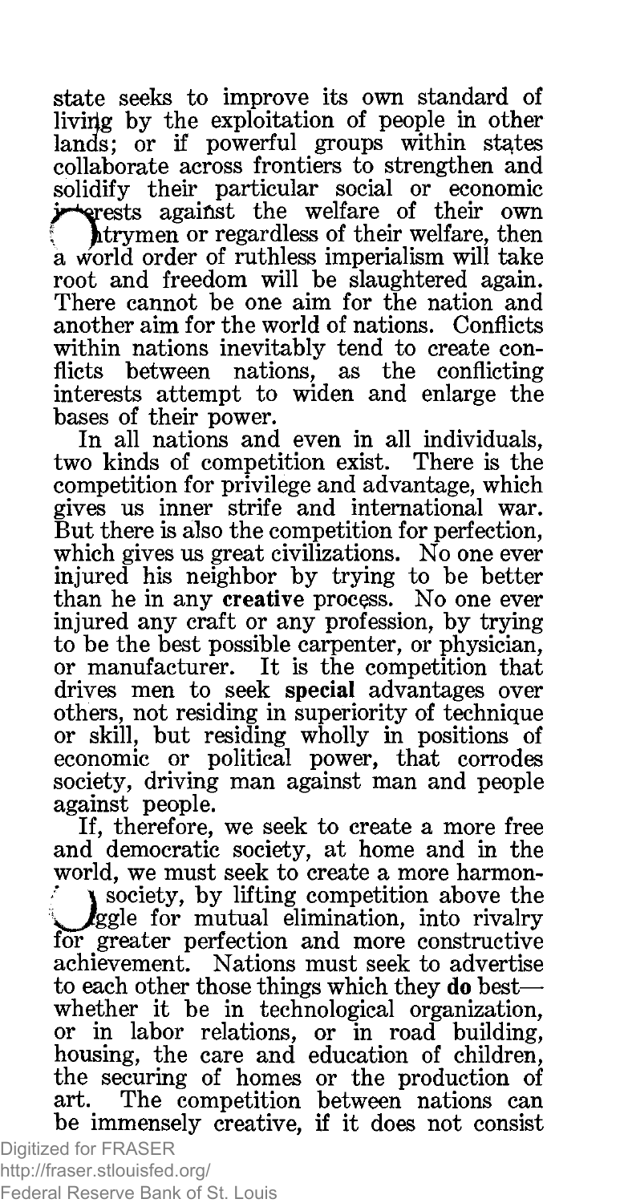state seeks to improve its own standard of living by the exploitation of people in other lands; or if powerful groups within states collaborate across frontiers to strengthen and solidify their particular social or economic interests against the welfare of their own countrymen or regardless of their welfare, then a world order of ruthless imperialism will take root and freedom will be slaughtered again. There cannot be one aim for the nation and another aim for the world of nations. Conflicts within nations inevitably tend to create conflicts between nations, as the conflicting interests attempt to widen and enlarge the bases of their power.

In all nations and even in all individuals, two kinds of competition exist. There is the competition for privilege and advantage, which gives us inner strife and international war. But there is also the competition for perfection, which gives us great civilizations. No one ever injured his neighbor by trying to be better than he in any **creative** process. No one ever injured any craft or any profession, by trying to be the best possible carpenter, or physician, or manufacturer. It is the competition that drives men to seek **special** advantages over others, not residing in superiority of technique or skill, but residing wholly in positions of economic or political power, that corrodes society, driving man against man and people against people.

If, therefore, we seek to create a more free and democratic society, at home and in the world, we must seek to create a more harmonious society, by lifting competition above the struggle for mutual elimination, into rivalry for greater perfection and more constructive achievement. Nations must seek to advertise to each other those things which they **do** best—whether it be in technological organization, or in labor relations, or in road building, housing, the care and education of children, the securing of homes or the production of art. The competition between nations can be immensely creative, if it does not consist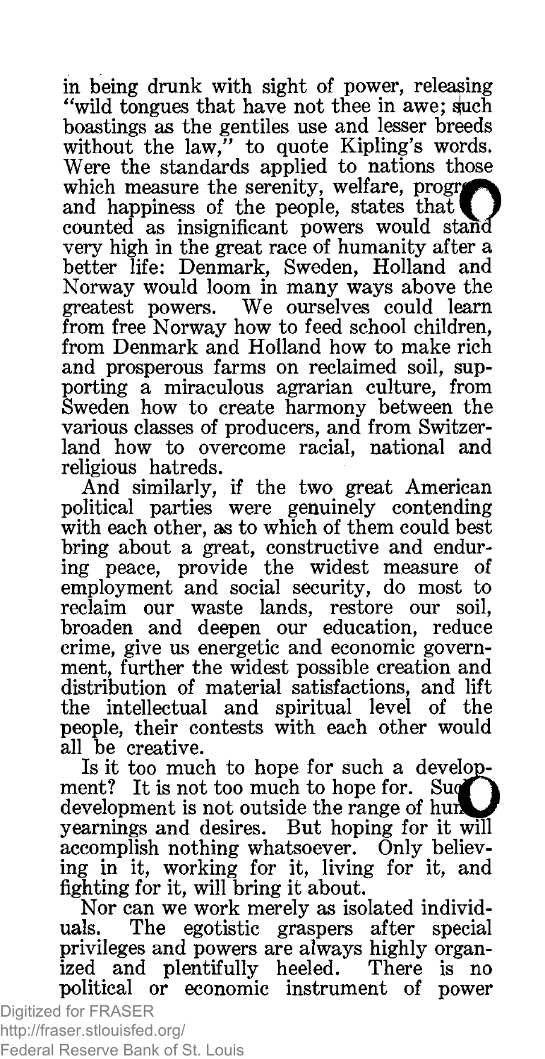in being drunk with sight of power, releasing "wild tongues that have not thee in awe; such boastings as the gentiles use and lesser breeds without the law," to quote Kipling's words. Were the standards applied to nations those which measure the serenity, welfare, progress and happiness of the people, states that are counted as insignificant powers would stand very high in the great race of humanity after a better life: Denmark, Sweden, Holland and Norway would loom in many ways above the greatest powers. We ourselves could learn from free Norway how to feed school children, from Denmark and Holland how to make rich and prosperous farms on reclaimed soil, supporting a miraculous agrarian culture, from Sweden how to create harmony between the various classes of producers, and from Switzerland how to overcome racial, national and religious hatreds.

And similarly, if the two great American political parties were genuinely contending with each other, as to which of them could best bring about a great, constructive and enduring peace, provide the widest measure of employment and social security, do most to reclaim our waste lands, restore our soil, broaden and deepen our education, reduce crime, give us energetic and economic government, further the widest possible creation and distribution of material satisfactions, and lift the intellectual and spiritual level of the people, their contests with each other would all be creative.

Is it too much to hope for such a development? It is not too much to hope for. Such development is not outside the range of human yearnings and desires. But hoping for it will accomplish nothing whatsoever. Only believing in it, working for it, living for it, and fighting for it, will bring it about.

Nor can we work merely as isolated individuals. The egotistic graspers after special privileges and powers are always highly organized and plentifully heeled. There is no political or economic instrument of power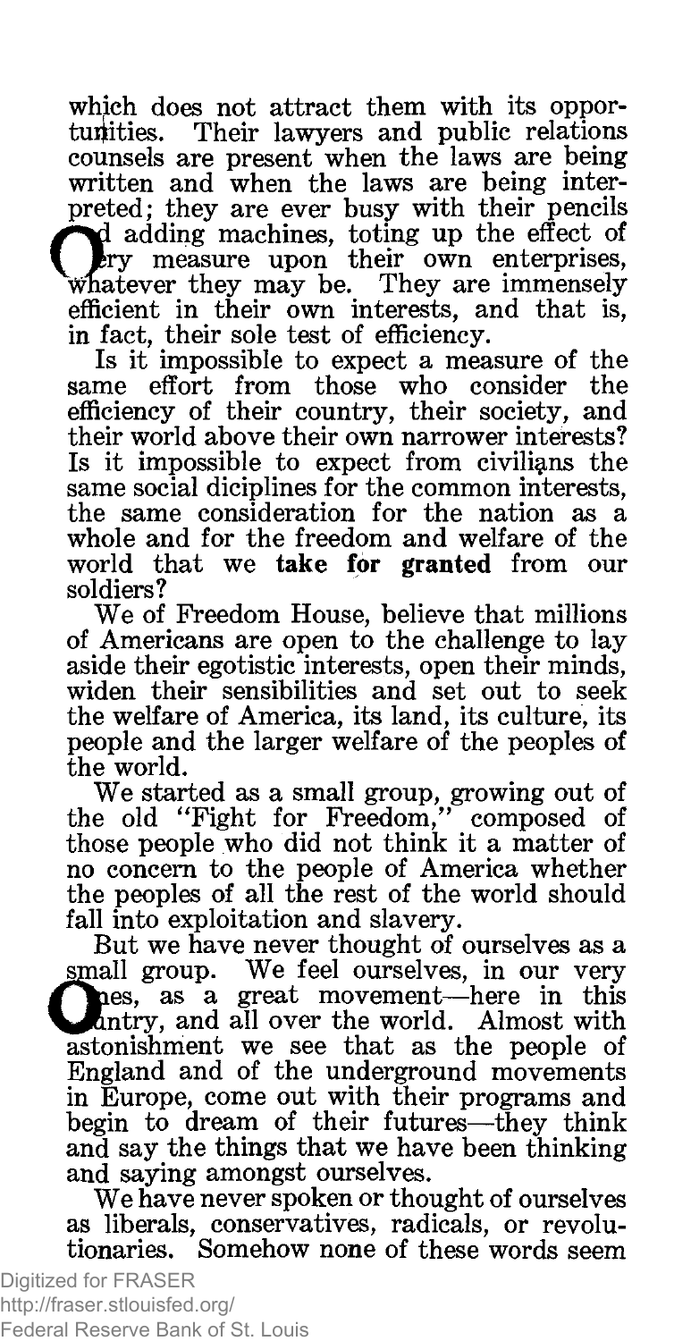which does not attract them with its opportunities. Their lawyers and public relations counsels are present when the laws are being written and when the laws are being interpreted; they are ever busy with their pencils and adding machines, toting up the effect of every measure upon their own enterprises, whatever they may be. They are immensely efficient in their own interests, and that is, in fact, their sole test of efficiency.

Is it impossible to expect a measure of the same effort from those who consider the efficiency of their country, their society, and their world above their own narrower interests? Is it impossible to expect from civilians the same social diciplines for the common interests, the same consideration for the nation as a whole and for the freedom and welfare of the world that we **take for granted** from our soldiers?

We of Freedom House, believe that millions of Americans are open to the challenge to lay aside their egotistic interests, open their minds, widen their sensibilities and set out to seek the welfare of America, its land, its culture, its people and the larger welfare of the peoples of the world.

We started as a small group, growing out of the old "Fight for Freedom," composed of those people who did not think it a matter of no concern to the people of America whether the peoples of all the rest of the world should fall into exploitation and slavery.

But we have never thought of ourselves as a small group. We feel ourselves, in our very bones, as a great movement—here in this country, and all over the world. Almost with astonishment we see that as the people of England and of the underground movements in Europe, come out with their programs and begin to dream of their futures—they think and say the things that we have been thinking and saying amongst ourselves.

We have never spoken or thought of ourselves as liberals, conservatives, radicals, or revolutionaries. Somehow none of these words seem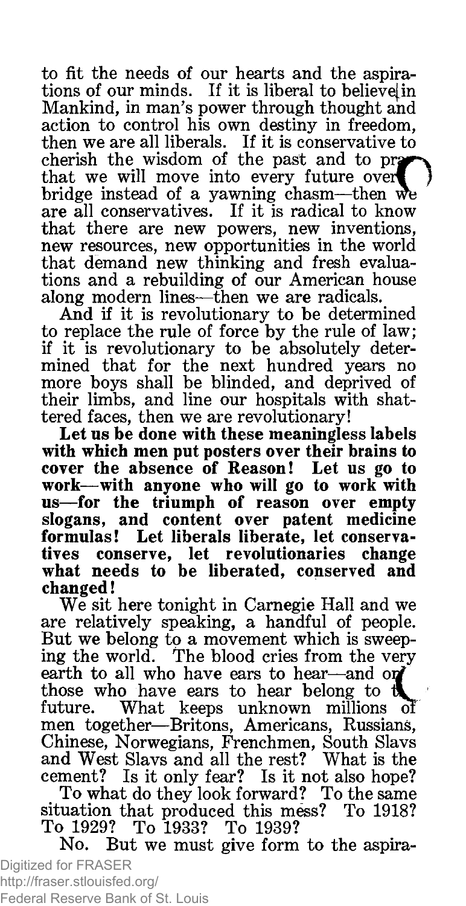to fit the needs of our hearts and the aspirations of our minds. If it is liberal to believe in Mankind, in man's power through thought and action to control his own destiny in freedom, then we are all liberals. If it is conservative to cherish the wisdom of the past and to pray that we will move into every future over a bridge instead of a yawning chasm—then we are all conservatives. If it is radical to know that there are new powers, new inventions, new resources, new opportunities in the world that demand new thinking and fresh evaluations and a rebuilding of our American house along modern lines—then we are radicals.

And if it is revolutionary to be determined to replace the rule of force by the rule of law; if it is revolutionary to be absolutely determined that for the next hundred years no more boys shall be blinded, and deprived of their limbs, and line our hospitals with shattered faces, then we are revolutionary!

**Let us be done with these meaningless labels with which men put posters over their brains to cover the absence of Reason! Let us go to work—with anyone who will go to work with us—for the triumph of reason over empty slogans, and content over patent medicine formulas! Let liberals liberate, let conservatives conserve, let revolutionaries change what needs to be liberated, conserved and changed!**

We sit here tonight in Carnegie Hall and we are relatively speaking, a handful of people. But we belong to a movement which is sweeping the world. The blood cries from the very earth to all who have ears to hear—and only those who have ears to hear belong to the future. What keeps unknown millions of men together—Britons, Americans, Russians, Chinese, Norwegians, Frenchmen, South Slavs and West Slavs and all the rest? What is the cement? Is it only fear? Is it not also hope?

To what do they look forward? To the same situation that produced this mess? To 1918? To 1929? To 1933? To 1939?

No. But we must give form to the aspira-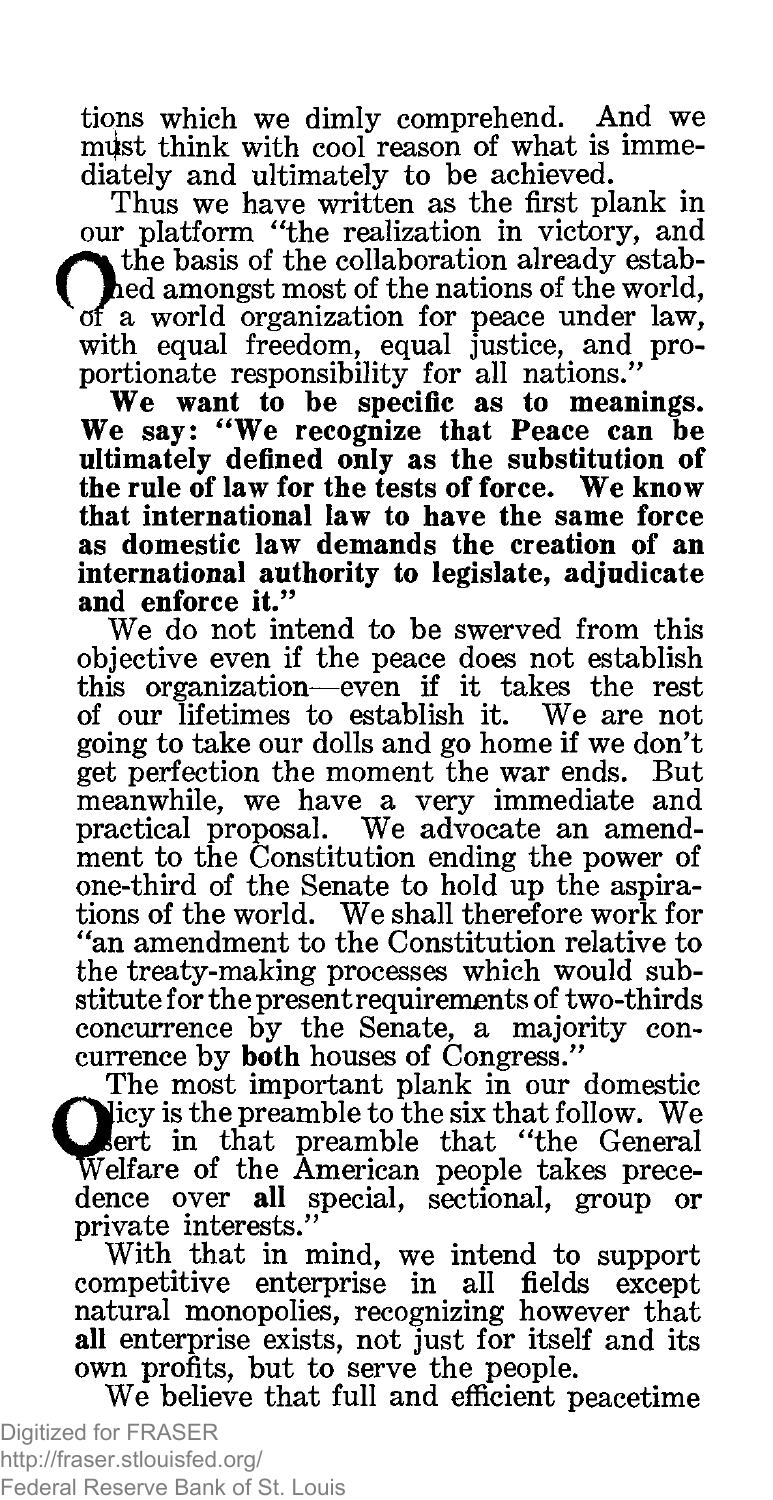tions which we dimly comprehend. And we must think with cool reason of what is immediately and ultimately to be achieved.

Thus we have written as the first plank in our platform "the realization in victory, and on the basis of the collaboration already established amongst most of the nations of the world, of a world organization for peace under law, with equal freedom, equal justice, and proportionate responsibility for all nations."

**We want to be specific as to meanings. We say: "We recognize that Peace can be ultimately defined only as the substitution of the rule of law for the tests of force. We know that international law to have the same force as domestic law demands the creation of an international authority to legislate, adjudicate and enforce it."**

We do not intend to be swerved from this objective even if the peace does not establish this organization—even if it takes the rest of our lifetimes to establish it. We are not going to take our dolls and go home if we don't get perfection the moment the war ends. But meanwhile, we have a very immediate and practical proposal. We advocate an amendment to the Constitution ending the power of one-third of the Senate to hold up the aspirations of the world. We shall therefore work for "an amendment to the Constitution relative to the treaty-making processes which would substitute for the present requirements of two-thirds concurrence by the Senate, a majority concurrence by **both** houses of Congress."

The most important plank in our domestic policy is the preamble to the six that follow. We assert in that preamble that "the General Welfare of the American people takes precedence over **all** special, sectional, group or private interests."

With that in mind, we intend to support competitive enterprise in all fields except natural monopolies, recognizing however that **all** enterprise exists, not just for itself and its own profits, but to serve the people.

We believe that full and efficient peacetime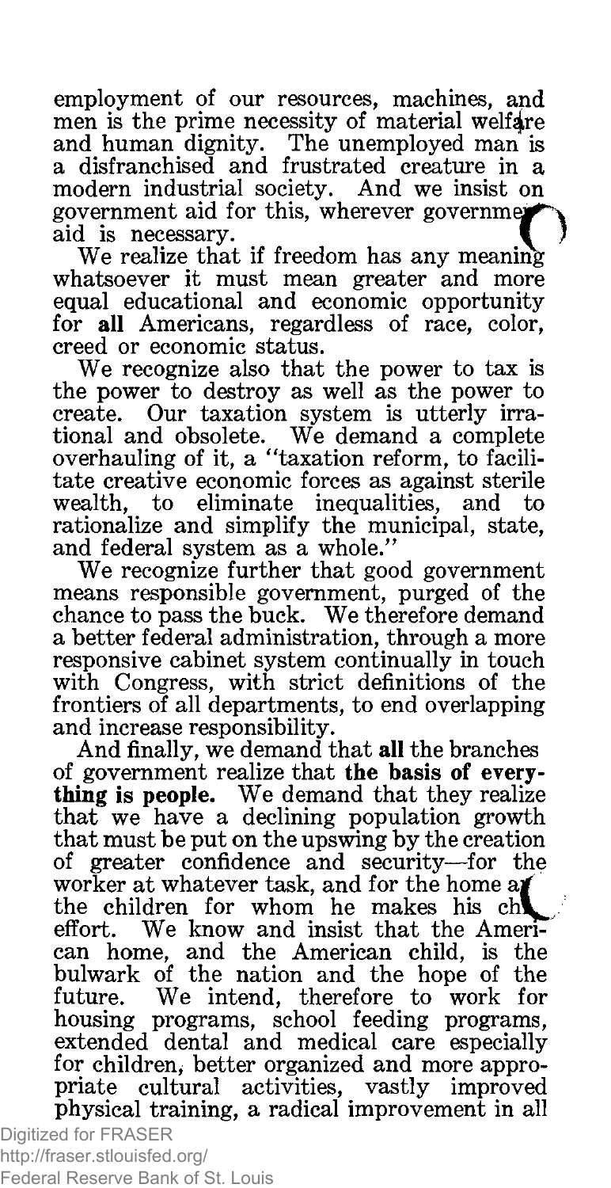employment of our resources, machines, and men is the prime necessity of material welfare and human dignity. The unemployed man is a disfranchised and frustrated creature in a modern industrial society. And we insist on government aid for this, wherever government aid is necessary.

We realize that if freedom has any meaning whatsoever it must mean greater and more equal educational and economic opportunity for **all** Americans, regardless of race, color, creed or economic status.

We recognize also that the power to tax is the power to destroy as well as the power to create. Our taxation system is utterly irrational and obsolete. We demand a complete overhauling of it, a "taxation reform, to facilitate creative economic forces as against sterile wealth, to eliminate inequalities, and to rationalize and simplify the municipal, state, and federal system as a whole."

We recognize further that good government means responsible government, purged of the chance to pass the buck. We therefore demand a better federal administration, through a more responsive cabinet system continually in touch with Congress, with strict definitions of the frontiers of all departments, to end overlapping and increase responsibility.

And finally, we demand that **all** the branches of government realize that **the basis of everything is people.** We demand that they realize that we have a declining population growth that must be put on the upswing by the creation of greater confidence and security—for the worker at whatever task, and for the home and the children for whom he makes his chief effort. We know and insist that the American home, and the American child, is the bulwark of the nation and the hope of the future. We intend, therefore to work for housing programs, school feeding programs, extended dental and medical care especially for children, better organized and more appropriate cultural activities, vastly improved physical training, a radical improvement in all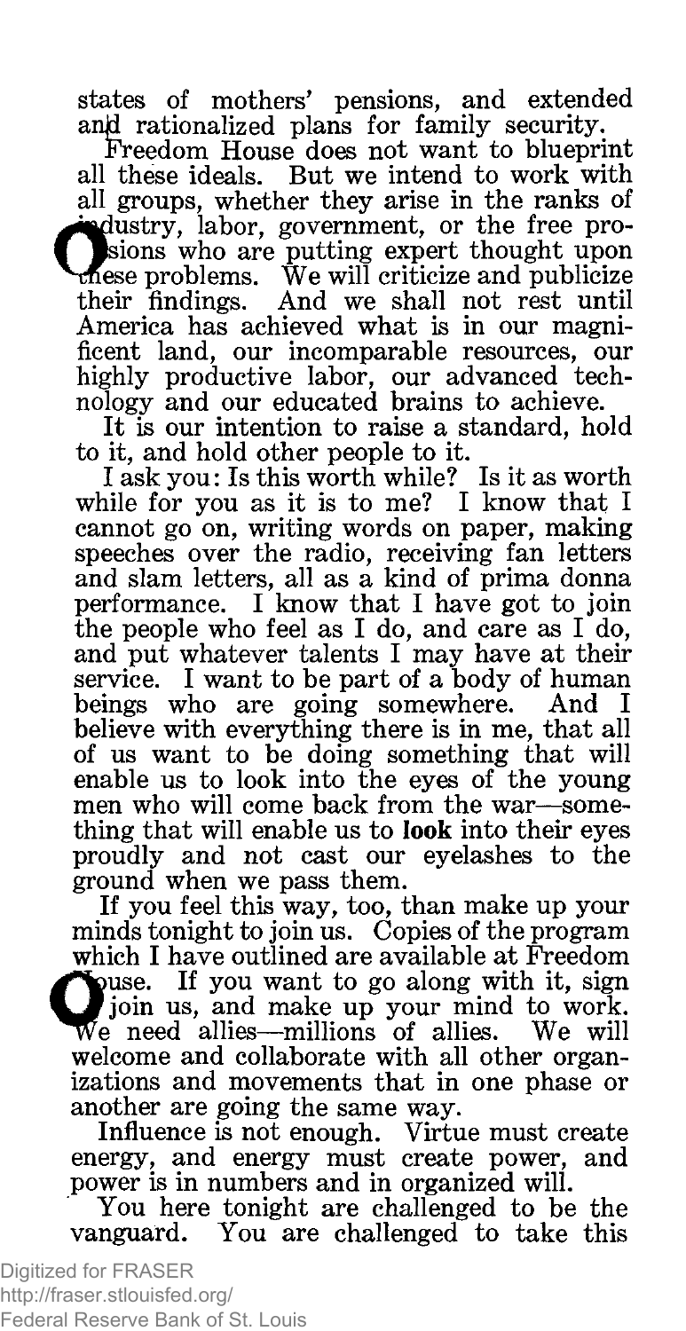states of mothers' pensions, and extended and rationalized plans for family security.

Freedom House does not want to blueprint all these ideals. But we intend to work with all groups, whether they arise in the ranks of industry, labor, government, or the free professions who are putting expert thought upon these problems. We will criticize and publicize their findings. And we shall not rest until America has achieved what is in our magnificent land, our incomparable resources, our highly productive labor, our advanced technology and our educated brains to achieve.

It is our intention to raise a standard, hold to it, and hold other people to it.

I ask you: Is this worth while? Is it as worth while for you as it is to me? I know that I cannot go on, writing words on paper, making speeches over the radio, receiving fan letters and slam letters, all as a kind of prima donna performance. I know that I have got to join the people who feel as I do, and care as I do, and put whatever talents I may have at their service. I want to be part of a body of human beings who are going somewhere. And I believe with everything there is in me, that all of us want to be doing something that will enable us to look into the eyes of the young men who will come back from the war—something that will enable us to **look** into their eyes proudly and not cast our eyelashes to the ground when we pass them.

If you feel this way, too, than make up your minds tonight to join us. Copies of the program which I have outlined are available at Freedom House. If you want to go along with it, sign join us, and make up your mind to work. We need allies—millions of allies. We will welcome and collaborate with all other organizations and movements that in one phase or another are going the same way.

Influence is not enough. Virtue must create energy, and energy must create power, and power is in numbers and in organized will.

You here tonight are challenged to be the vanguard. You are challenged to take this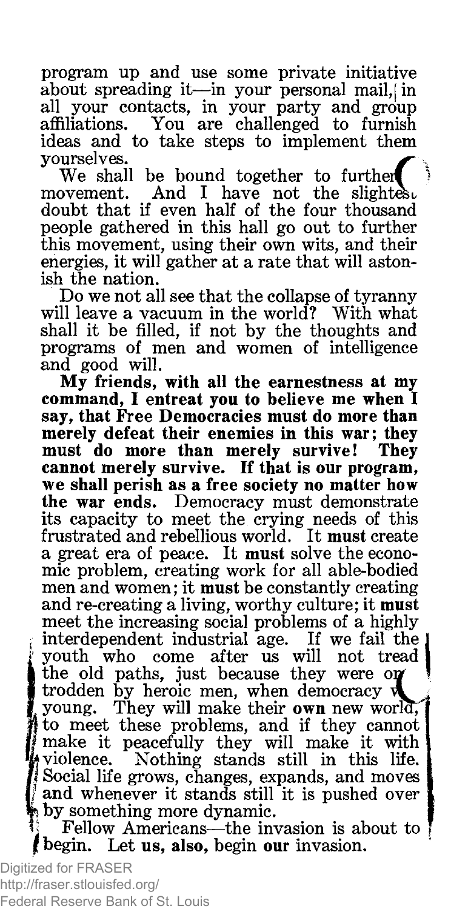program up and use some private initiative about spreading it—in your personal mail, in all your contacts, in your party and group affiliations. You are challenged to furnish ideas and to take steps to implement them yourselves.

We shall be bound together to further movement. And I have not the slightest doubt that if even half of the four thousand people gathered in this hall go out to further this movement, using their own wits, and their energies, it will gather at a rate that will astonish the nation.

Do we not all see that the collapse of tyranny will leave a vacuum in the world? With what shall it be filled, if not by the thoughts and programs of men and women of intelligence and good will.

**My friends, with all the earnestness at my command, I entreat you to believe me when I say, that Free Democracies must do more than merely defeat their enemies in this war; they must do more than merely survive! They cannot merely survive. If that is our program, we shall perish as a free society no matter how the war ends.** Democracy must demonstrate its capacity to meet the crying needs of this frustrated and rebellious world. It **must** create a great era of peace. It **must** solve the economic problem, creating work for all able-bodied men and women; it **must** be constantly creating and re-creating a living, worthy culture; it **must** meet the increasing social problems of a highly interdependent industrial age. If we fail the youth who come after us will not tread the old paths, just because they were once trodden by heroic men, when democracy was young. They will make their **own** new world, to meet these problems, and if they cannot make it peacefully they will make it with violence. Nothing stands still in this life. Social life grows, changes, expands, and moves and whenever it stands still it is pushed over by something more dynamic.

Fellow Americans—the invasion is about to begin. Let **us, also,** begin **our** invasion.

Digitized for FRASER
http://fraser.stlouisfed.org/
Federal Reserve Bank of St. Louis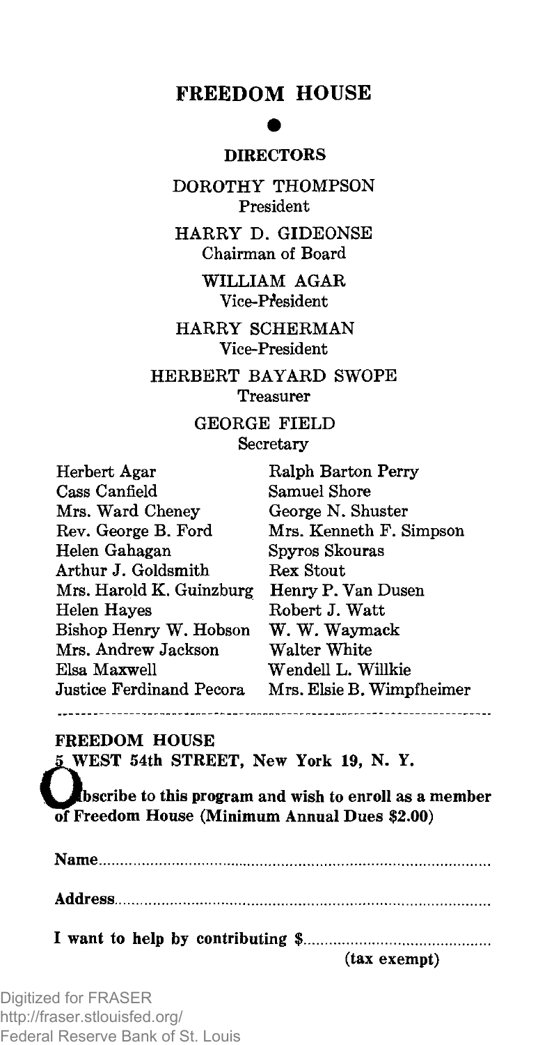# FREEDOM HOUSE

●

## DIRECTORS

DOROTHY THOMPSON
President

HARRY D. GIDEONSE
Chairman of Board

WILLIAM AGAR
Vice-President

HARRY SCHERMAN
Vice-President

HERBERT BAYARD SWOPE
Treasurer

GEORGE FIELD
Secretary

Herbert Agar
Cass Canfield
Mrs. Ward Cheney
Rev. George B. Ford
Helen Gahagan
Arthur J. Goldsmith
Mrs. Harold K. Guinzburg
Helen Hayes
Bishop Henry W. Hobson
Mrs. Andrew Jackson
Elsa Maxwell
Justice Ferdinand Pecora
Ralph Barton Perry
Samuel Shore
George N. Shuster
Mrs. Kenneth F. Simpson
Spyros Skouras
Rex Stout
Henry P. Van Dusen
Robert J. Watt
W. W. Waymack
Walter White
Wendell L. Willkie
Mrs. Elsie B. Wimpfheimer

---

**FREEDOM HOUSE**
**5 WEST 54th STREET, New York 19, N. Y.**

**Obscribe to this program and wish to enroll as a member of Freedom House (Minimum Annual Dues $2.00)**

**Name**..........................................................................................

**Address**......................................................................................

**I want to help by contributing $**..........................................
**(tax exempt)**

Digitized for FRASER
http://fraser.stlouisfed.org/
Federal Reserve Bank of St. Louis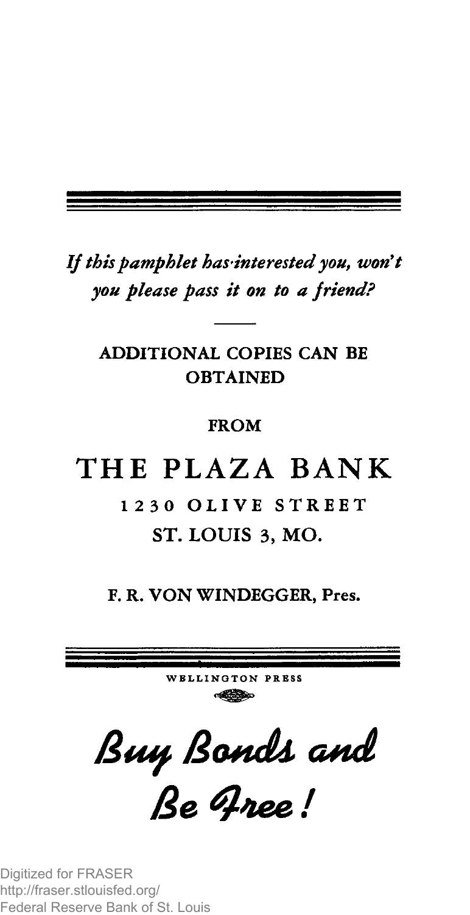*If this pamphlet has interested you, won't you please pass it on to a friend?*

---

ADDITIONAL COPIES CAN BE OBTAINED

FROM

# THE PLAZA BANK

1230 OLIVE STREET

ST. LOUIS 3, MO.

F. R. VON WINDEGGER, Pres.

WELLINGTON PRESS

*Buy Bonds and Be Free!*

Digitized for FRASER
http://fraser.stlouisfed.org/
Federal Reserve Bank of St. Louis